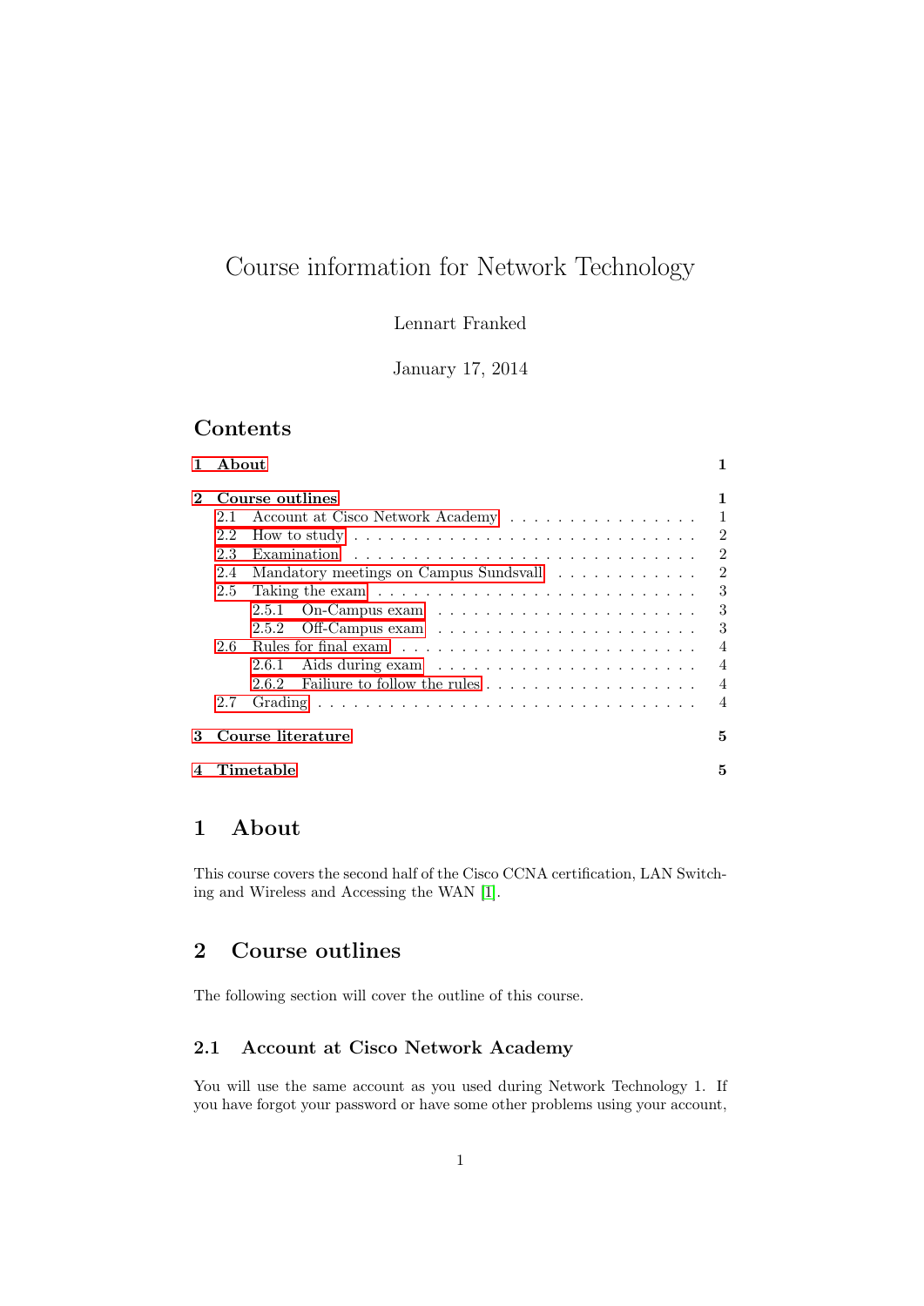# Course information for Network Technology

Lennart Franked

January 17, 2014

## Contents

- 1 About — 1
- 2 Course outlines — 1
  - 2.1 Account at Cisco Network Academy — 1
  - 2.2 How to study — 2
  - 2.3 Examination — 2
  - 2.4 Mandatory meetings on Campus Sundsvall — 2
  - 2.5 Taking the exam — 3
    - 2.5.1 On-Campus exam — 3
    - 2.5.2 Off-Campus exam — 3
  - 2.6 Rules for final exam — 4
    - 2.6.1 Aids during exam — 4
    - 2.6.2 Failiure to follow the rules — 4
  - 2.7 Grading — 4
- 3 Course literature — 5
- 4 Timetable — 5

## 1 About

This course covers the second half of the Cisco CCNA certification, LAN Switching and Wireless and Accessing the WAN [1].

## 2 Course outlines

The following section will cover the outline of this course.

### 2.1 Account at Cisco Network Academy

You will use the same account as you used during Network Technology 1. If you have forgot your password or have some other problems using your account,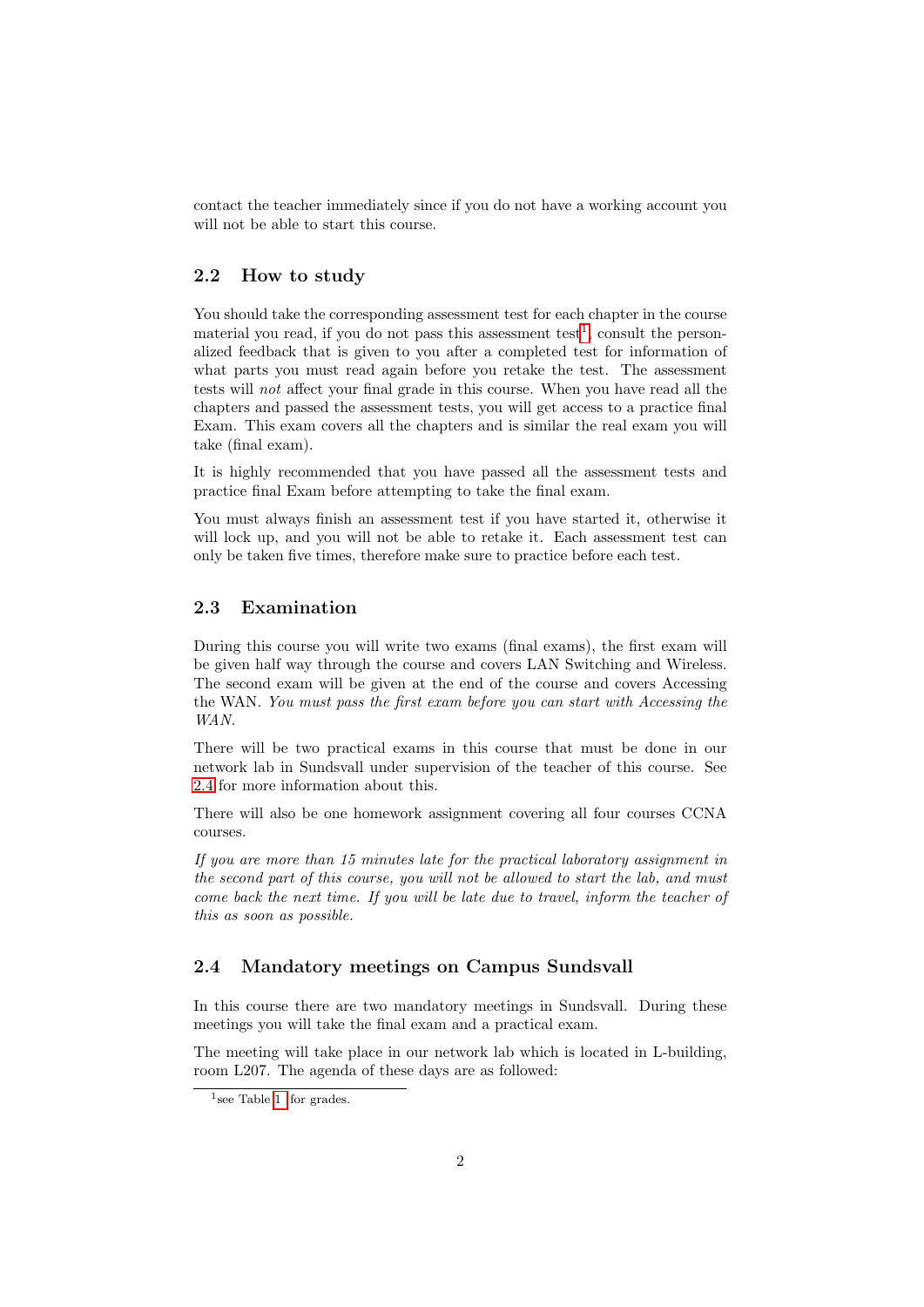contact the teacher immediately since if you do not have a working account you will not be able to start this course.

## 2.2 How to study

You should take the corresponding assessment test for each chapter in the course material you read, if you do not pass this assessment test[1], consult the personalized feedback that is given to you after a completed test for information of what parts you must read again before you retake the test. The assessment tests will *not* affect your final grade in this course. When you have read all the chapters and passed the assessment tests, you will get access to a practice final Exam. This exam covers all the chapters and is similar the real exam you will take (final exam).

It is highly recommended that you have passed all the assessment tests and practice final Exam before attempting to take the final exam.

You must always finish an assessment test if you have started it, otherwise it will lock up, and you will not be able to retake it. Each assessment test can only be taken five times, therefore make sure to practice before each test.

## 2.3 Examination

During this course you will write two exams (final exams), the first exam will be given half way through the course and covers LAN Switching and Wireless. The second exam will be given at the end of the course and covers Accessing the WAN. *You must pass the first exam before you can start with Accessing the WAN.*

There will be two practical exams in this course that must be done in our network lab in Sundsvall under supervision of the teacher of this course. See 2.4 for more information about this.

There will also be one homework assignment covering all four courses CCNA courses.

*If you are more than 15 minutes late for the practical laboratory assignment in the second part of this course, you will not be allowed to start the lab, and must come back the next time. If you will be late due to travel, inform the teacher of this as soon as possible.*

## 2.4 Mandatory meetings on Campus Sundsvall

In this course there are two mandatory meetings in Sundsvall. During these meetings you will take the final exam and a practical exam.

The meeting will take place in our network lab which is located in L-building, room L207. The agenda of these days are as followed:

[1] see Table 1 for grades.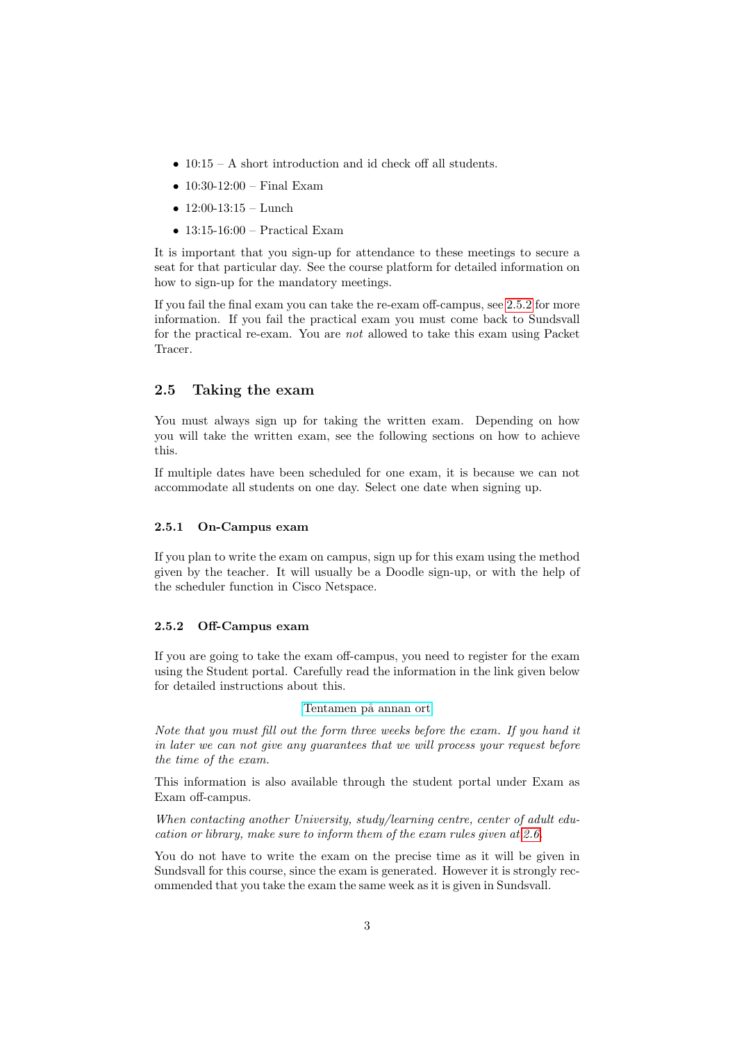- 10:15 – A short introduction and id check off all students.
- 10:30-12:00 – Final Exam
- 12:00-13:15 – Lunch
- 13:15-16:00 – Practical Exam

It is important that you sign-up for attendance to these meetings to secure a seat for that particular day. See the course platform for detailed information on how to sign-up for the mandatory meetings.

If you fail the final exam you can take the re-exam off-campus, see 2.5.2 for more information. If you fail the practical exam you must come back to Sundsvall for the practical re-exam. You are *not* allowed to take this exam using Packet Tracer.

## 2.5 Taking the exam

You must always sign up for taking the written exam. Depending on how you will take the written exam, see the following sections on how to achieve this.

If multiple dates have been scheduled for one exam, it is because we can not accommodate all students on one day. Select one date when signing up.

### 2.5.1 On-Campus exam

If you plan to write the exam on campus, sign up for this exam using the method given by the teacher. It will usually be a Doodle sign-up, or with the help of the scheduler function in Cisco Netspace.

### 2.5.2 Off-Campus exam

If you are going to take the exam off-campus, you need to register for the exam using the Student portal. Carefully read the information in the link given below for detailed instructions about this.

Tentamen på annan ort

*Note that you must fill out the form three weeks before the exam. If you hand it in later we can not give any guarantees that we will process your request before the time of the exam.*

This information is also available through the student portal under Exam as Exam off-campus.

*When contacting another University, study/learning centre, center of adult education or library, make sure to inform them of the exam rules given at 2.6.*

You do not have to write the exam on the precise time as it will be given in Sundsvall for this course, since the exam is generated. However it is strongly recommended that you take the exam the same week as it is given in Sundsvall.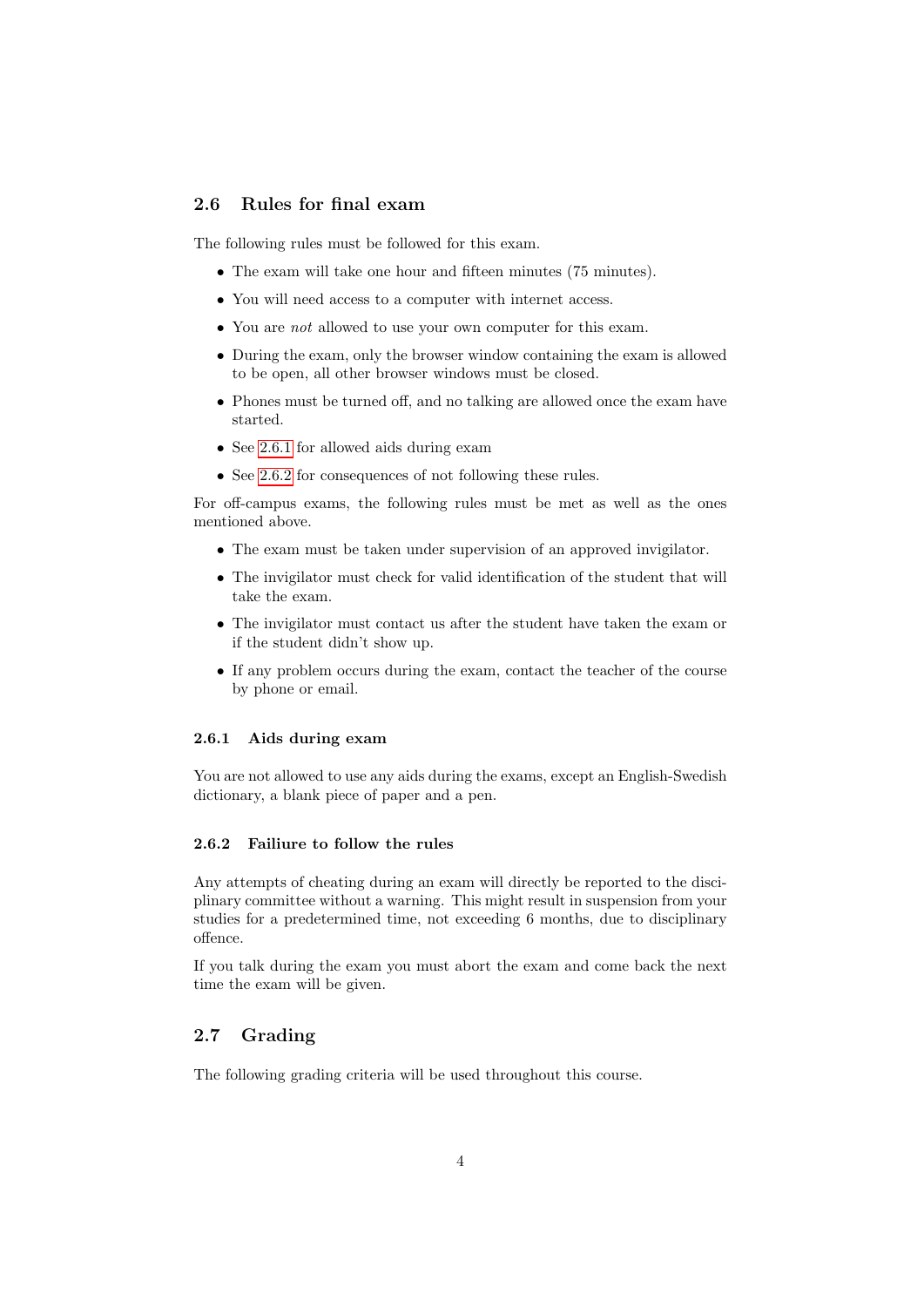## 2.6 Rules for final exam

The following rules must be followed for this exam.

- The exam will take one hour and fifteen minutes (75 minutes).
- You will need access to a computer with internet access.
- You are *not* allowed to use your own computer for this exam.
- During the exam, only the browser window containing the exam is allowed to be open, all other browser windows must be closed.
- Phones must be turned off, and no talking are allowed once the exam have started.
- See 2.6.1 for allowed aids during exam
- See 2.6.2 for consequences of not following these rules.

For off-campus exams, the following rules must be met as well as the ones mentioned above.

- The exam must be taken under supervision of an approved invigilator.
- The invigilator must check for valid identification of the student that will take the exam.
- The invigilator must contact us after the student have taken the exam or if the student didn't show up.
- If any problem occurs during the exam, contact the teacher of the course by phone or email.

### 2.6.1 Aids during exam

You are not allowed to use any aids during the exams, except an English-Swedish dictionary, a blank piece of paper and a pen.

### 2.6.2 Failiure to follow the rules

Any attempts of cheating during an exam will directly be reported to the disciplinary committee without a warning. This might result in suspension from your studies for a predetermined time, not exceeding 6 months, due to disciplinary offence.

If you talk during the exam you must abort the exam and come back the next time the exam will be given.

## 2.7 Grading

The following grading criteria will be used throughout this course.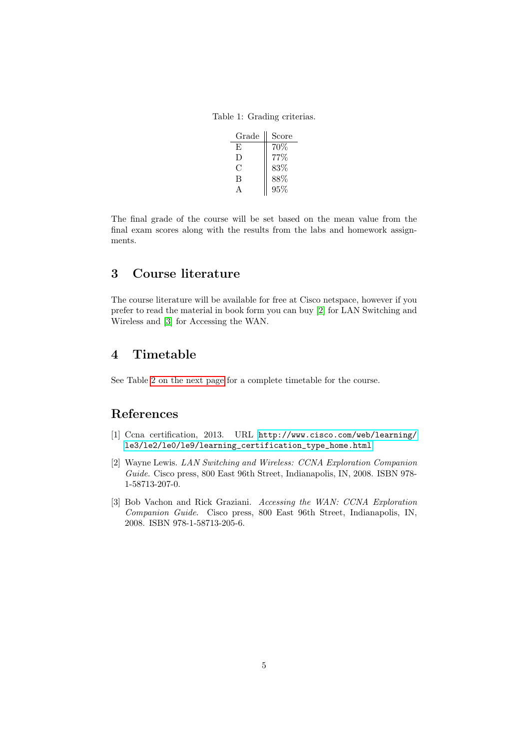Table 1: Grading criterias.

| Grade | Score |
|---|---|
| E | 70% |
| D | 77% |
| C | 83% |
| B | 88% |
| A | 95% |

The final grade of the course will be set based on the mean value from the final exam scores along with the results from the labs and homework assignments.

## 3 Course literature

The course literature will be available for free at Cisco netspace, however if you prefer to read the material in book form you can buy [2] for LAN Switching and Wireless and [3] for Accessing the WAN.

## 4 Timetable

See Table 2 on the next page for a complete timetable for the course.

## References

[1] Ccna certification, 2013. URL http://www.cisco.com/web/learning/le3/le2/le0/le9/learning_certification_type_home.html.

[2] Wayne Lewis. *LAN Switching and Wireless: CCNA Exploration Companion Guide*. Cisco press, 800 East 96th Street, Indianapolis, IN, 2008. ISBN 978-1-58713-207-0.

[3] Bob Vachon and Rick Graziani. *Accessing the WAN: CCNA Exploration Companion Guide*. Cisco press, 800 East 96th Street, Indianapolis, IN, 2008. ISBN 978-1-58713-205-6.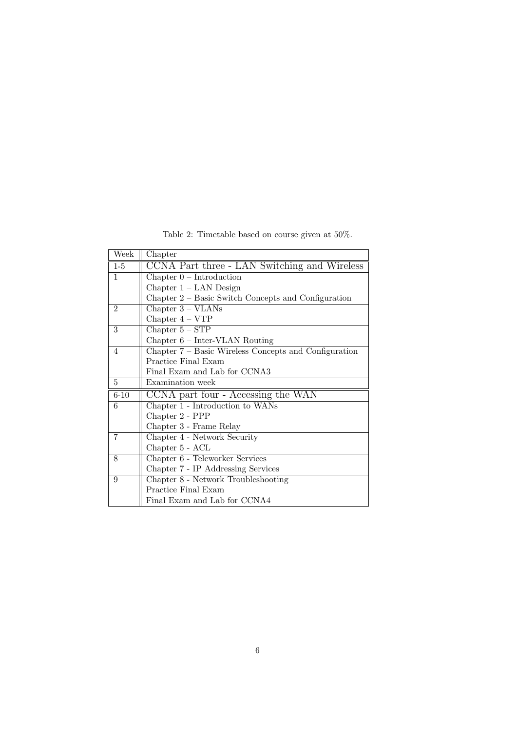Table 2: Timetable based on course given at 50%.

| Week | Chapter |
|---|---|
| 1-5 | CCNA Part three - LAN Switching and Wireless |
| 1 | Chapter 0 – Introduction |
| | Chapter 1 – LAN Design |
| | Chapter 2 – Basic Switch Concepts and Configuration |
| 2 | Chapter 3 – VLANs |
| | Chapter 4 – VTP |
| 3 | Chapter 5 – STP |
| | Chapter 6 – Inter-VLAN Routing |
| 4 | Chapter 7 – Basic Wireless Concepts and Configuration |
| | Practice Final Exam |
| | Final Exam and Lab for CCNA3 |
| 5 | Examination week |
| 6-10 | CCNA part four - Accessing the WAN |
| 6 | Chapter 1 - Introduction to WANs |
| | Chapter 2 - PPP |
| | Chapter 3 - Frame Relay |
| 7 | Chapter 4 - Network Security |
| | Chapter 5 - ACL |
| 8 | Chapter 6 - Teleworker Services |
| | Chapter 7 - IP Addressing Services |
| 9 | Chapter 8 - Network Troubleshooting |
| | Practice Final Exam |
| | Final Exam and Lab for CCNA4 |